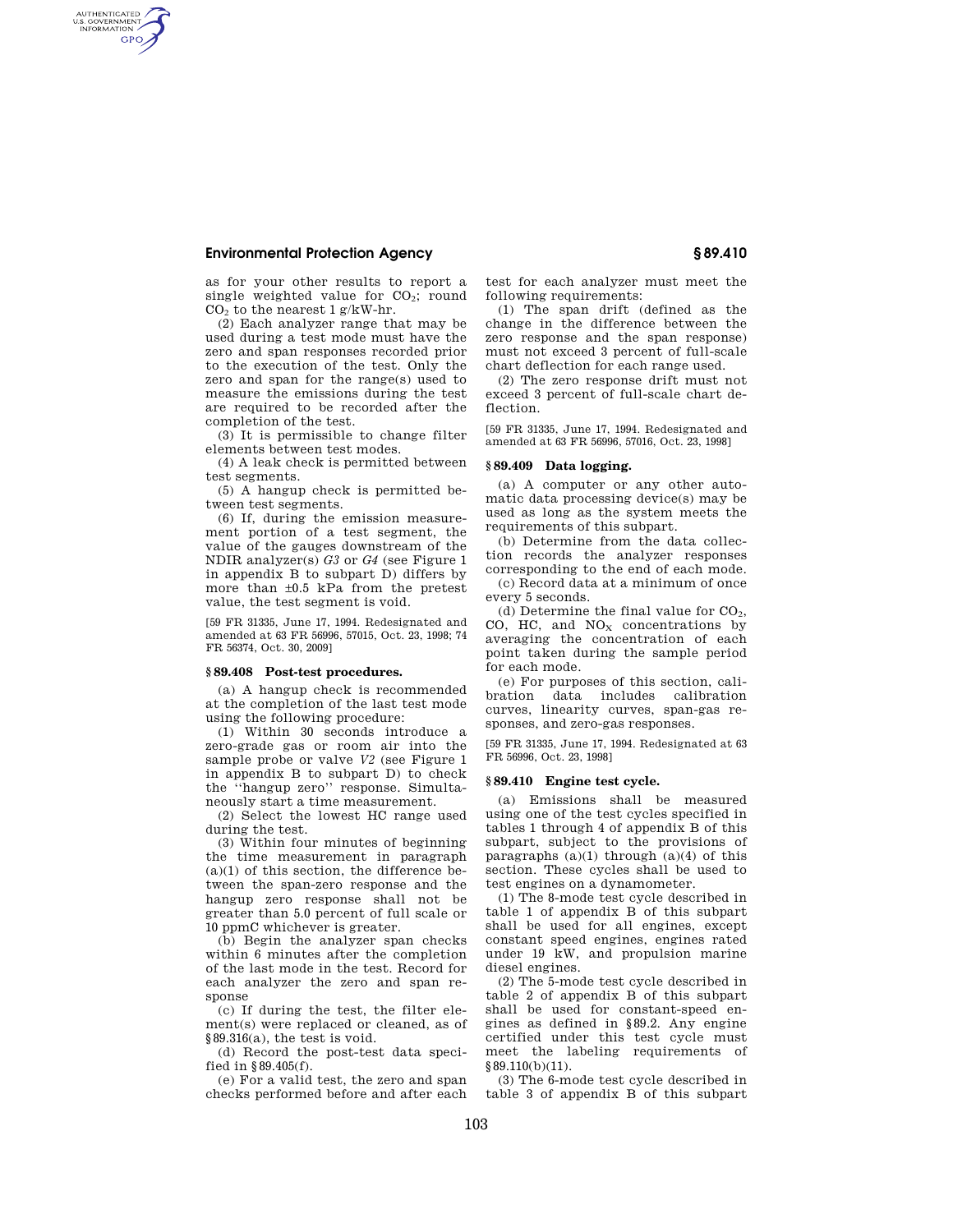as for your other results to report a single weighted value for $CO_2$; round $CO_2$ to the nearest 1 g/kW-hr.

(2) Each analyzer range that may be used during a test mode must have the zero and span responses recorded prior to the execution of the test. Only the zero and span for the range(s) used to measure the emissions during the test are required to be recorded after the completion of the test.

(3) It is permissible to change filter elements between test modes.

(4) A leak check is permitted between test segments.

(5) A hangup check is permitted between test segments.

(6) If, during the emission measurement portion of a test segment, the value of the gauges downstream of the NDIR analyzer(s) *G3* or *G4* (see Figure 1 in appendix B to subpart D) differs by more than ±0.5 kPa from the pretest value, the test segment is void.

[59 FR 31335, June 17, 1994. Redesignated and amended at 63 FR 56996, 57015, Oct. 23, 1998; 74 FR 56374, Oct. 30, 2009]

## § 89.408 Post-test procedures.

(a) A hangup check is recommended at the completion of the last test mode using the following procedure:

(1) Within 30 seconds introduce a zero-grade gas or room air into the sample probe or valve *V2* (see Figure 1 in appendix B to subpart D) to check the "hangup zero" response. Simultaneously start a time measurement.

(2) Select the lowest HC range used during the test.

(3) Within four minutes of beginning the time measurement in paragraph (a)(1) of this section, the difference between the span-zero response and the hangup zero response shall not be greater than 5.0 percent of full scale or 10 ppmC whichever is greater.

(b) Begin the analyzer span checks within 6 minutes after the completion of the last mode in the test. Record for each analyzer the zero and span response

(c) If during the test, the filter element(s) were replaced or cleaned, as of §89.316(a), the test is void.

(d) Record the post-test data specified in §89.405(f).

(e) For a valid test, the zero and span checks performed before and after each test for each analyzer must meet the following requirements:

(1) The span drift (defined as the change in the difference between the zero response and the span response) must not exceed 3 percent of full-scale chart deflection for each range used.

(2) The zero response drift must not exceed 3 percent of full-scale chart deflection.

[59 FR 31335, June 17, 1994. Redesignated and amended at 63 FR 56996, 57016, Oct. 23, 1998]

## § 89.409 Data logging.

(a) A computer or any other automatic data processing device(s) may be used as long as the system meets the requirements of this subpart.

(b) Determine from the data collection records the analyzer responses corresponding to the end of each mode.

(c) Record data at a minimum of once every 5 seconds.

(d) Determine the final value for $CO_2$, CO, HC, and $NO_X$ concentrations by averaging the concentration of each point taken during the sample period for each mode.

(e) For purposes of this section, calibration data includes calibration curves, linearity curves, span-gas responses, and zero-gas responses.

[59 FR 31335, June 17, 1994. Redesignated at 63 FR 56996, Oct. 23, 1998]

## § 89.410 Engine test cycle.

(a) Emissions shall be measured using one of the test cycles specified in tables 1 through 4 of appendix B of this subpart, subject to the provisions of paragraphs (a)(1) through (a)(4) of this section. These cycles shall be used to test engines on a dynamometer.

(1) The 8-mode test cycle described in table 1 of appendix B of this subpart shall be used for all engines, except constant speed engines, engines rated under 19 kW, and propulsion marine diesel engines.

(2) The 5-mode test cycle described in table 2 of appendix B of this subpart shall be used for constant-speed engines as defined in §89.2. Any engine certified under this test cycle must meet the labeling requirements of §89.110(b)(11).

(3) The 6-mode test cycle described in table 3 of appendix B of this subpart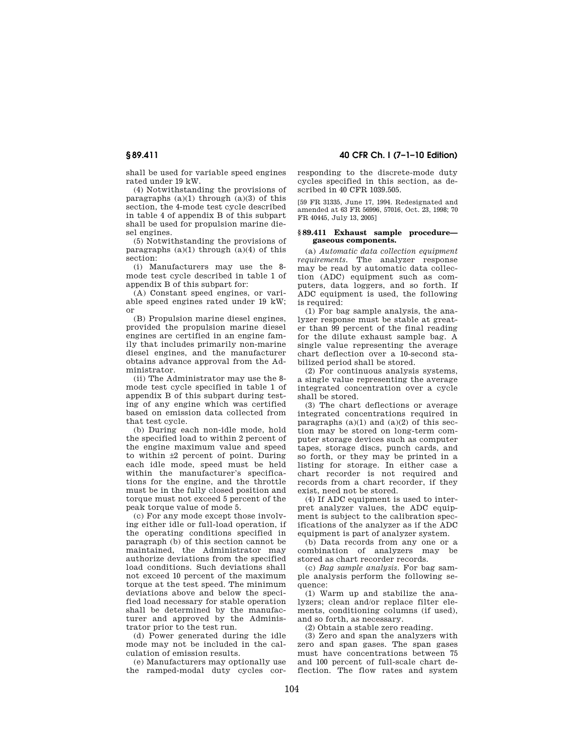shall be used for variable speed engines rated under 19 kW.

(4) Notwithstanding the provisions of paragraphs (a)(1) through (a)(3) of this section, the 4-mode test cycle described in table 4 of appendix B of this subpart shall be used for propulsion marine diesel engines.

(5) Notwithstanding the provisions of paragraphs (a)(1) through (a)(4) of this section:

(i) Manufacturers may use the 8-mode test cycle described in table 1 of appendix B of this subpart for:

(A) Constant speed engines, or variable speed engines rated under 19 kW; or

(B) Propulsion marine diesel engines, provided the propulsion marine diesel engines are certified in an engine family that includes primarily non-marine diesel engines, and the manufacturer obtains advance approval from the Administrator.

(ii) The Administrator may use the 8-mode test cycle specified in table 1 of appendix B of this subpart during testing of any engine which was certified based on emission data collected from that test cycle.

(b) During each non-idle mode, hold the specified load to within 2 percent of the engine maximum value and speed to within ±2 percent of point. During each idle mode, speed must be held within the manufacturer's specifications for the engine, and the throttle must be in the fully closed position and torque must not exceed 5 percent of the peak torque value of mode 5.

(c) For any mode except those involving either idle or full-load operation, if the operating conditions specified in paragraph (b) of this section cannot be maintained, the Administrator may authorize deviations from the specified load conditions. Such deviations shall not exceed 10 percent of the maximum torque at the test speed. The minimum deviations above and below the specified load necessary for stable operation shall be determined by the manufacturer and approved by the Administrator prior to the test run.

(d) Power generated during the idle mode may not be included in the calculation of emission results.

(e) Manufacturers may optionally use the ramped-modal duty cycles corresponding to the discrete-mode duty cycles specified in this section, as described in 40 CFR 1039.505.

[59 FR 31335, June 17, 1994. Redesignated and amended at 63 FR 56996, 57016, Oct. 23, 1998; 70 FR 40445, July 13, 2005]

### § 89.411 Exhaust sample procedure—gaseous components.

(a) *Automatic data collection equipment requirements.* The analyzer response may be read by automatic data collection (ADC) equipment such as computers, data loggers, and so forth. If ADC equipment is used, the following is required:

(1) For bag sample analysis, the analyzer response must be stable at greater than 99 percent of the final reading for the dilute exhaust sample bag. A single value representing the average chart deflection over a 10-second stabilized period shall be stored.

(2) For continuous analysis systems, a single value representing the average integrated concentration over a cycle shall be stored.

(3) The chart deflections or average integrated concentrations required in paragraphs (a)(1) and (a)(2) of this section may be stored on long-term computer storage devices such as computer tapes, storage discs, punch cards, and so forth, or they may be printed in a listing for storage. In either case a chart recorder is not required and records from a chart recorder, if they exist, need not be stored.

(4) If ADC equipment is used to interpret analyzer values, the ADC equipment is subject to the calibration specifications of the analyzer as if the ADC equipment is part of analyzer system.

(b) Data records from any one or a combination of analyzers may be stored as chart recorder records.

(c) *Bag sample analysis.* For bag sample analysis perform the following sequence:

(1) Warm up and stabilize the analyzers; clean and/or replace filter elements, conditioning columns (if used), and so forth, as necessary.

(2) Obtain a stable zero reading.

(3) Zero and span the analyzers with zero and span gases. The span gases must have concentrations between 75 and 100 percent of full-scale chart deflection. The flow rates and system